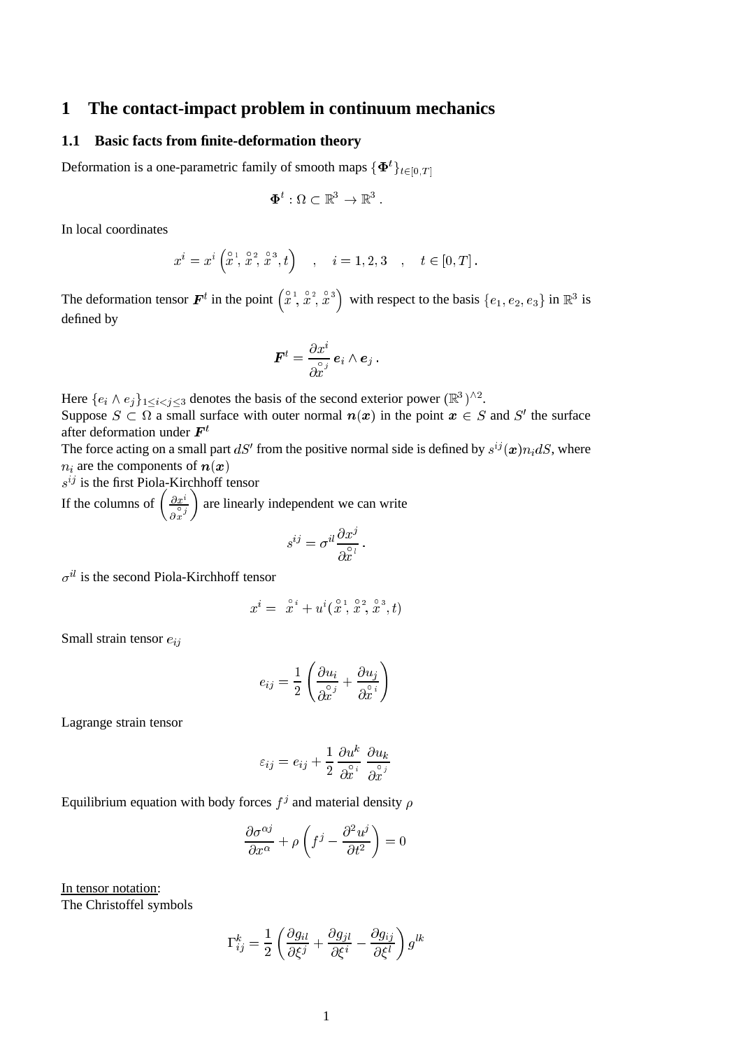# 1 The contact-impact problem in continuum mechanics

## 1.1 Basic facts from finite-deformation theory

Deformation is a one-parametric family of smooth maps $\{\mathbf{\Phi}^t\}_{t\in[0,T]}$

$$\mathbf{\Phi}^t : \Omega \subset \mathbb{R}^3 \to \mathbb{R}^3 \,.$$

In local coordinates

$$x^i = x^i\left(\overset{\circ}{x}{}^1, \overset{\circ}{x}{}^2, \overset{\circ}{x}{}^3, t\right) \quad , \quad i = 1,2,3 \quad , \quad t \in [0,T] \,.$$

The deformation tensor $\boldsymbol{F}^t$ in the point $\left(\overset{\circ}{x}{}^1, \overset{\circ}{x}{}^2, \overset{\circ}{x}{}^3\right)$ with respect to the basis $\{e_1, e_2, e_3\}$ in $\mathbb{R}^3$ is defined by

$$\boldsymbol{F}^t = \frac{\partial x^i}{\partial \overset{\circ}{x}{}^j}\, \boldsymbol{e}_i \wedge \boldsymbol{e}_j \,.$$

Here $\{e_i \wedge e_j\}_{1\le i<j\le 3}$ denotes the basis of the second exterior power $(\mathbb{R}^3)^{\wedge 2}$.
Suppose $S \subset \Omega$ a small surface with outer normal $\boldsymbol{n}(\boldsymbol{x})$ in the point $\boldsymbol{x} \in S$ and $S'$ the surface after deformation under $\boldsymbol{F}^t$
The force acting on a small part $dS'$ from the positive normal side is defined by $s^{ij}(\boldsymbol{x}) n_i dS$, where $n_i$ are the components of $\boldsymbol{n}(\boldsymbol{x})$
$s^{ij}$ is the first Piola-Kirchhoff tensor
If the columns of $\left(\frac{\partial x^i}{\partial \overset{\circ}{x}{}^j}\right)$ are linearly independent we can write

$$s^{ij} = \sigma^{il} \frac{\partial x^j}{\partial \overset{\circ}{x}{}^l} \,.$$

$\sigma^{il}$ is the second Piola-Kirchhoff tensor

$$x^i = \overset{\circ}{x}{}^i + u^i(\overset{\circ}{x}{}^1, \overset{\circ}{x}{}^2, \overset{\circ}{x}{}^3, t)$$

Small strain tensor $e_{ij}$

$$e_{ij} = \frac{1}{2}\left(\frac{\partial u_i}{\partial \overset{\circ}{x}{}^j} + \frac{\partial u_j}{\partial \overset{\circ}{x}{}^i}\right)$$

Lagrange strain tensor

$$\varepsilon_{ij} = e_{ij} + \frac{1}{2}\,\frac{\partial u^k}{\partial \overset{\circ}{x}{}^i}\,\frac{\partial u_k}{\partial \overset{\circ}{x}{}^j}$$

Equilibrium equation with body forces $f^j$ and material density $\rho$

$$\frac{\partial \sigma^{\alpha j}}{\partial x^\alpha} + \rho\left(f^j - \frac{\partial^2 u^j}{\partial t^2}\right) = 0$$

In tensor notation:
The Christoffel symbols

$$\Gamma^k_{ij} = \frac{1}{2}\left(\frac{\partial g_{il}}{\partial \xi^j} + \frac{\partial g_{jl}}{\partial \xi^i} - \frac{\partial g_{ij}}{\partial \xi^l}\right) g^{lk}$$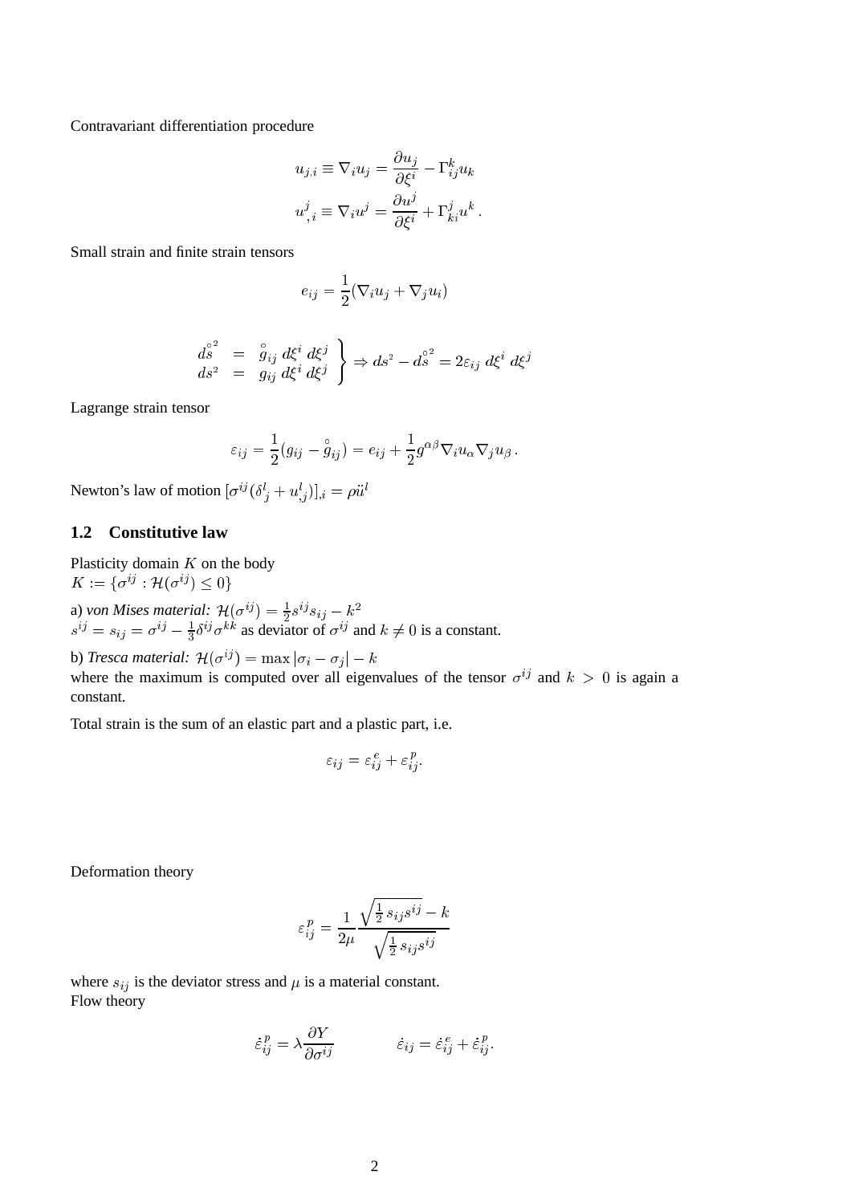Contravariant differentiation procedure

$$u_{j,i} \equiv \nabla_i u_j = \frac{\partial u_j}{\partial \xi^i} - \Gamma^k_{ij} u_k$$

$$u^j_{,i} \equiv \nabla_i u^j = \frac{\partial u^j}{\partial \xi^i} + \Gamma^j_{ki} u^k \,.$$

Small strain and finite strain tensors

$$e_{ij} = \frac{1}{2}(\nabla_i u_j + \nabla_j u_i)$$

$$\left. \begin{array}{rcl} \overset{\circ}{ds}{}^2 & = & \overset{\circ}{g}_{ij}\, d\xi^i\, d\xi^j \\ ds^2 & = & g_{ij}\, d\xi^i\, d\xi^j \end{array} \right\} \Rightarrow ds^2 - \overset{\circ}{ds}{}^2 = 2\varepsilon_{ij}\, d\xi^i\, d\xi^j$$

Lagrange strain tensor

$$\varepsilon_{ij} = \frac{1}{2}(g_{ij} - \overset{\circ}{g}_{ij}) = e_{ij} + \frac{1}{2} g^{\alpha\beta} \nabla_i u_\alpha \nabla_j u_\beta \,.$$

Newton's law of motion $[\sigma^{ij}(\delta^l_j + u^l_{,j})]_{,i} = \rho \ddot{u}^l$

## 1.2 Constitutive law

Plasticity domain $K$ on the body
$K := \{\sigma^{ij} : \mathcal{H}(\sigma^{ij}) \leq 0\}$

a) *von Mises material:* $\mathcal{H}(\sigma^{ij}) = \frac{1}{2} s^{ij} s_{ij} - k^2$
$s^{ij} = s_{ij} = \sigma^{ij} - \frac{1}{3}\delta^{ij}\sigma^{kk}$ as deviator of $\sigma^{ij}$ and $k \neq 0$ is a constant.

b) *Tresca material:* $\mathcal{H}(\sigma^{ij}) = \max |\sigma_i - \sigma_j| - k$
where the maximum is computed over all eigenvalues of the tensor $\sigma^{ij}$ and $k > 0$ is again a constant.

Total strain is the sum of an elastic part and a plastic part, i.e.

$$\varepsilon_{ij} = \varepsilon^e_{ij} + \varepsilon^p_{ij}.$$

Deformation theory

$$\varepsilon^p_{ij} = \frac{1}{2\mu} \frac{\sqrt{\frac{1}{2} s_{ij} s^{ij}} - k}{\sqrt{\frac{1}{2} s_{ij} s^{ij}}}$$

where $s_{ij}$ is the deviator stress and $\mu$ is a material constant.
Flow theory

$$\dot{\varepsilon}^p_{ij} = \lambda \frac{\partial Y}{\partial \sigma^{ij}} \qquad\qquad \dot{\varepsilon}_{ij} = \dot{\varepsilon}^e_{ij} + \dot{\varepsilon}^p_{ij}.$$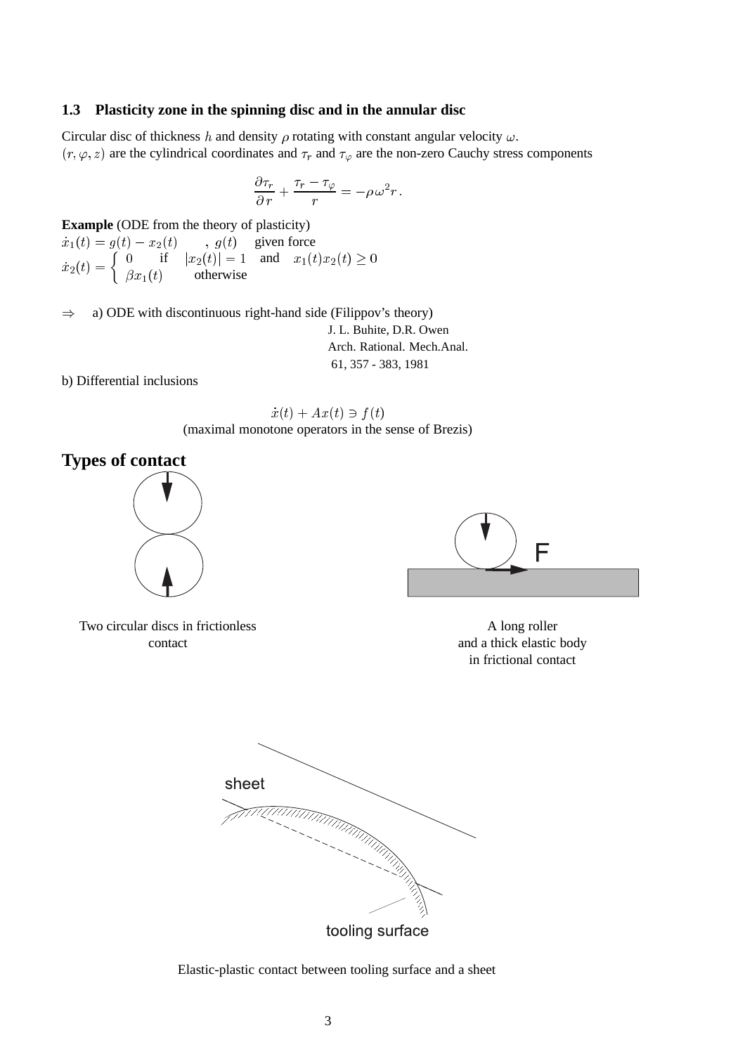### 1.3 Plasticity zone in the spinning disc and in the annular disc

Circular disc of thickness $h$ and density $\rho$ rotating with constant angular velocity $\omega$.
$(r, \varphi, z)$ are the cylindrical coordinates and $\tau_r$ and $\tau_\varphi$ are the non-zero Cauchy stress components

$$\frac{\partial \tau_r}{\partial r} + \frac{\tau_r - \tau_\varphi}{r} = -\rho \omega^2 r \, .$$

**Example** (ODE from the theory of plasticity)

$\dot{x}_1(t) = g(t) - x_2(t)$ , $g(t)$ given force

$$\dot{x}_2(t) = \begin{cases} 0 & \text{if} \quad |x_2(t)| = 1 \quad \text{and} \quad x_1(t)x_2(t) \geq 0 \\ \beta x_1(t) & \text{otherwise} \end{cases}$$

$\Rightarrow$ a) ODE with discontinuous right-hand side (Filippov's theory)

J. L. Buhite, D.R. Owen
Arch. Rational. Mech.Anal.
61, 357 - 383, 1981

b) Differential inclusions

$$\dot{x}(t) + Ax(t) \ni f(t)$$

(maximal monotone operators in the sense of Brezis)

## Types of contact

Two circular discs in frictionless contact

A long roller and a thick elastic body in frictional contact

Elastic-plastic contact between tooling surface and a sheet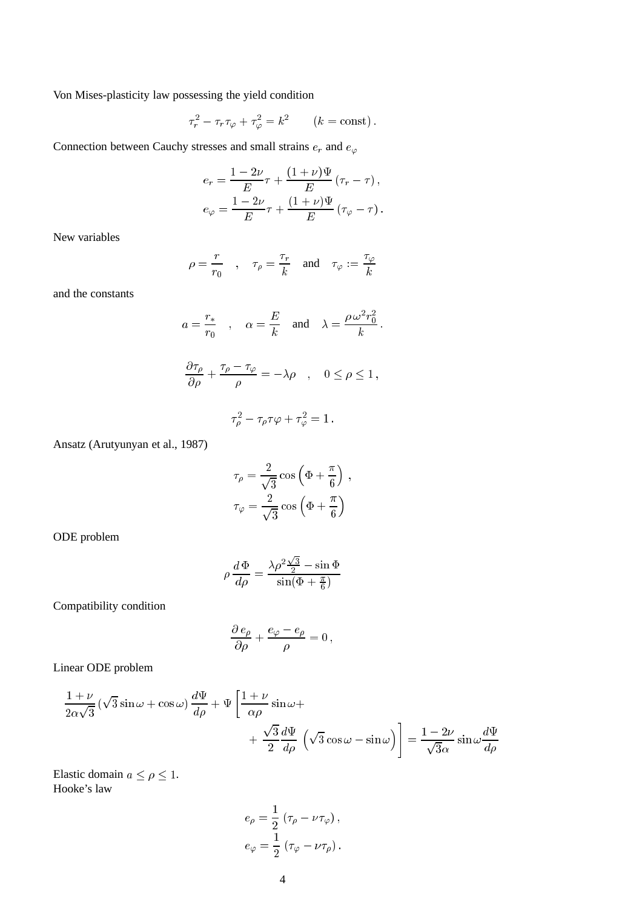Von Mises-plasticity law possessing the yield condition

$$\tau_r^2 - \tau_r \tau_\varphi + \tau_\varphi^2 = k^2 \qquad (k = \text{const})\,.$$

Connection between Cauchy stresses and small strains $e_r$ and $e_\varphi$

$$e_r = \frac{1-2\nu}{E}\tau + \frac{(1+\nu)\Psi}{E}\left(\tau_r - \tau\right),$$
$$e_\varphi = \frac{1-2\nu}{E}\tau + \frac{(1+\nu)\Psi}{E}\left(\tau_\varphi - \tau\right).$$

New variables

$$\rho = \frac{r}{r_0} \quad , \quad \tau_\rho = \frac{\tau_r}{k} \quad \text{and} \quad \tau_\varphi := \frac{\tau_\varphi}{k}$$

and the constants

$$a = \frac{r_*}{r_0} \quad , \quad \alpha = \frac{E}{k} \quad \text{and} \quad \lambda = \frac{\rho\,\omega^2 r_0^2}{k}\,.$$

$$\frac{\partial \tau_\rho}{\partial \rho} + \frac{\tau_\rho - \tau_\varphi}{\rho} = -\lambda\rho \quad , \quad 0 \le \rho \le 1\,,$$

$$\tau_\rho^2 - \tau_\rho \tau\varphi + \tau_\varphi^2 = 1\,.$$

Ansatz (Arutyunyan et al., 1987)

$$\tau_\rho = \frac{2}{\sqrt{3}}\cos\left(\Phi + \frac{\pi}{6}\right)\,,$$
$$\tau_\varphi = \frac{2}{\sqrt{3}}\cos\left(\Phi + \frac{\pi}{6}\right)$$

ODE problem

$$\rho\,\frac{d\,\Phi}{d\rho} = \frac{\lambda\rho^2\frac{\sqrt{3}}{2} - \sin\Phi}{\sin(\Phi + \frac{\pi}{6})}$$

Compatibility condition

$$\frac{\partial\, e_\rho}{\partial \rho} + \frac{e_\varphi - e_\rho}{\rho} = 0\,,$$

Linear ODE problem

$$\frac{1+\nu}{2\alpha\sqrt{3}}\left(\sqrt{3}\sin\omega + \cos\omega\right)\frac{d\Psi}{d\rho} + \Psi\left[\frac{1+\nu}{\alpha\rho}\sin\omega + \frac{\sqrt{3}}{2}\frac{d\Psi}{d\rho}\left(\sqrt{3}\cos\omega - \sin\omega\right)\right] = \frac{1-2\nu}{\sqrt{3}\alpha}\sin\omega\frac{d\Psi}{d\rho}$$

Elastic domain $a \le \rho \le 1$.
Hooke's law

$$e_\rho = \frac{1}{2}\left(\tau_\rho - \nu\tau_\varphi\right),$$
$$e_\varphi = \frac{1}{2}\left(\tau_\varphi - \nu\tau_\rho\right).$$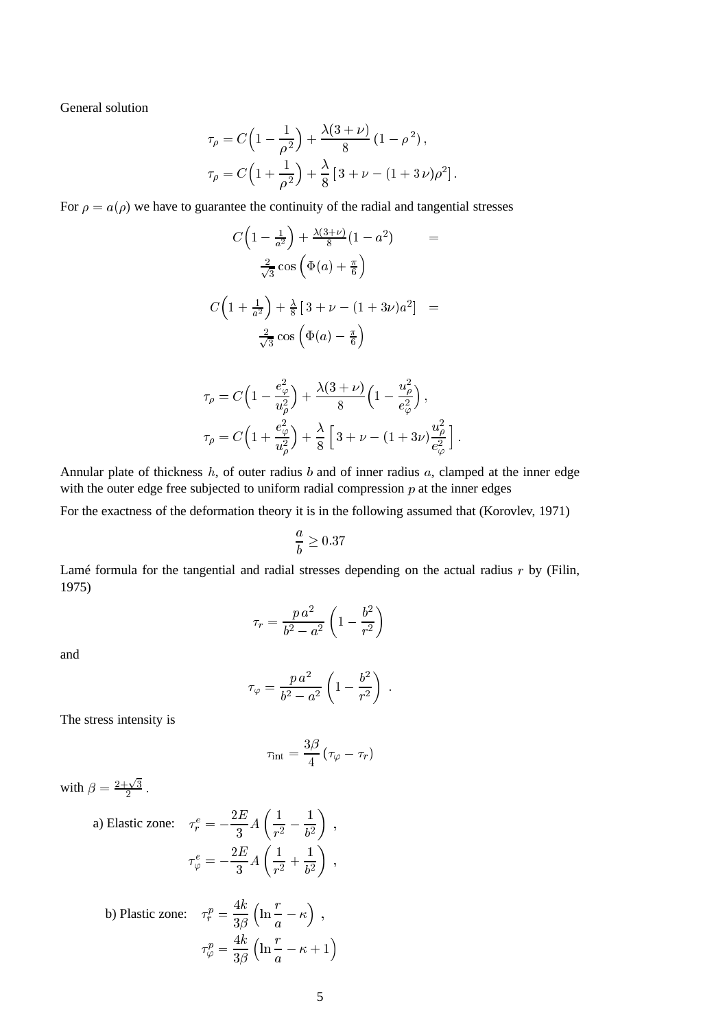General solution

$$
\tau_\rho = C\Big(1 - \frac{1}{\rho^2}\Big) + \frac{\lambda(3+\nu)}{8}\,(1-\rho^{\,2})\,,
$$

$$
\tau_\rho = C\Big(1 + \frac{1}{\rho^2}\Big) + \frac{\lambda}{8}\,[\,3+\nu-(1+3\,\nu)\rho^2]\,.
$$

For $\rho = a(\rho)$ we have to guarantee the continuity of the radial and tangential stresses

$$
C\Big(1 - \tfrac{1}{a^2}\Big) + \tfrac{\lambda(3+\nu)}{8}(1-a^2) \quad = \quad \tfrac{2}{\sqrt{3}}\cos\Big(\Phi(a) + \tfrac{\pi}{6}\Big)
$$

$$
C\Big(1 + \tfrac{1}{a^2}\Big) + \tfrac{\lambda}{8}\,[\,3+\nu-(1+3\nu)a^2] \quad = \quad \tfrac{2}{\sqrt{3}}\cos\Big(\Phi(a) - \tfrac{\pi}{6}\Big)
$$

$$
\tau_\rho = C\Big(1 - \frac{e_\varphi^2}{u_\rho^2}\Big) + \frac{\lambda(3+\nu)}{8}\Big(1 - \frac{u_\rho^2}{e_\varphi^2}\Big)\,,
$$

$$
\tau_\rho = C\Big(1 + \frac{e_\varphi^2}{u_\rho^2}\Big) + \frac{\lambda}{8}\,\Big[\,3+\nu-(1+3\nu)\frac{u_\rho^2}{e_\varphi^2}\,\Big]\,.
$$

Annular plate of thickness $h$, of outer radius $b$ and of inner radius $a$, clamped at the inner edge with the outer edge free subjected to uniform radial compression $p$ at the inner edges

For the exactness of the deformation theory it is in the following assumed that (Korovlev, 1971)

$$
\frac{a}{b} \geq 0.37
$$

Lamé formula for the tangential and radial stresses depending on the actual radius $r$ by (Filin, 1975)

$$
\tau_r = \frac{p\,a^2}{b^2-a^2}\left(1 - \frac{b^2}{r^2}\right)
$$

and

$$
\tau_\varphi = \frac{p\,a^2}{b^2-a^2}\left(1 - \frac{b^2}{r^2}\right)\;.
$$

The stress intensity is

$$
\tau_{\text{int}} = \frac{3\beta}{4}\,(\tau_\varphi - \tau_r)
$$

with $\beta = \frac{2+\sqrt{3}}{2}$.

a) Elastic zone: $\quad \tau_r^e = -\dfrac{2E}{3}A\left(\dfrac{1}{r^2} - \dfrac{1}{b^2}\right)\,,$

$$
\tau_\varphi^e = -\frac{2E}{3}A\left(\frac{1}{r^2} + \frac{1}{b^2}\right)\,,
$$

b) Plastic zone: $\quad \tau_r^p = \dfrac{4k}{3\beta}\left(\ln\dfrac{r}{a} - \kappa\right)\,,$

$$
\tau_\varphi^p = \frac{4k}{3\beta}\left(\ln\frac{r}{a} - \kappa + 1\right)
$$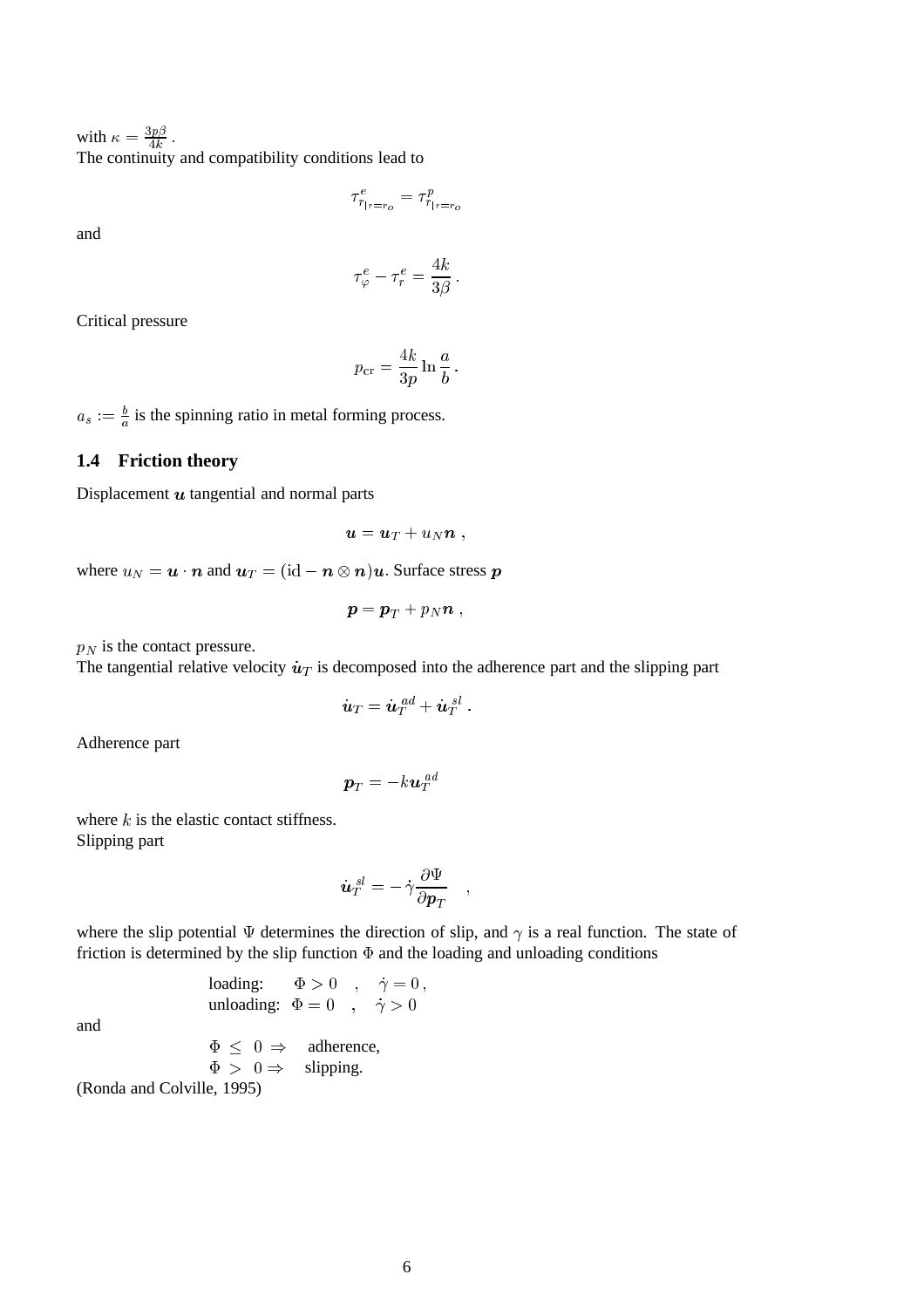with $\kappa = \frac{3p\beta}{4k}$.
The continuity and compatibility conditions lead to

$$\tau^e_{r_{|r=r_o}} = \tau^p_{r_{|r=r_o}}$$

and

$$\tau^e_\varphi - \tau^e_r = \frac{4k}{3\beta} \,.$$

Critical pressure

$$p_{\rm cr} = \frac{4k}{3p} \ln \frac{a}{b} \,.$$

$a_s := \frac{b}{a}$ is the spinning ratio in metal forming process.

### 1.4 Friction theory

Displacement $\boldsymbol{u}$ tangential and normal parts

$$\boldsymbol{u} = \boldsymbol{u}_T + u_N \boldsymbol{n} \,,$$

where $u_N = \boldsymbol{u} \cdot \boldsymbol{n}$ and $\boldsymbol{u}_T = (\mathrm{id} - \boldsymbol{n} \otimes \boldsymbol{n})\boldsymbol{u}$. Surface stress $\boldsymbol{p}$

$$\boldsymbol{p} = \boldsymbol{p}_T + p_N \boldsymbol{n} \,,$$

$p_N$ is the contact pressure.
The tangential relative velocity $\dot{\boldsymbol{u}}_T$ is decomposed into the adherence part and the slipping part

$$\dot{\boldsymbol{u}}_T = \dot{\boldsymbol{u}}_T^{ad} + \dot{\boldsymbol{u}}_T^{sl} \,.$$

Adherence part

$$\boldsymbol{p}_T = -k \boldsymbol{u}_T^{ad}$$

where $k$ is the elastic contact stiffness.
Slipping part

$$\dot{\boldsymbol{u}}_T^{sl} = -\dot{\gamma} \frac{\partial \Psi}{\partial \boldsymbol{p}_T} \quad ,$$

where the slip potential $\Psi$ determines the direction of slip, and $\gamma$ is a real function. The state of friction is determined by the slip function $\Phi$ and the loading and unloading conditions

$$\begin{array}{lll} \text{loading:} & \Phi > 0 \quad , & \dot{\gamma} = 0 \,, \\ \text{unloading:} & \Phi = 0 \quad , & \dot{\gamma} > 0 \end{array}$$

and

$$\begin{array}{ll} \Phi \leq 0 \Rightarrow & \text{adherence,} \\ \Phi > 0 \Rightarrow & \text{slipping.} \end{array}$$

(Ronda and Colville, 1995)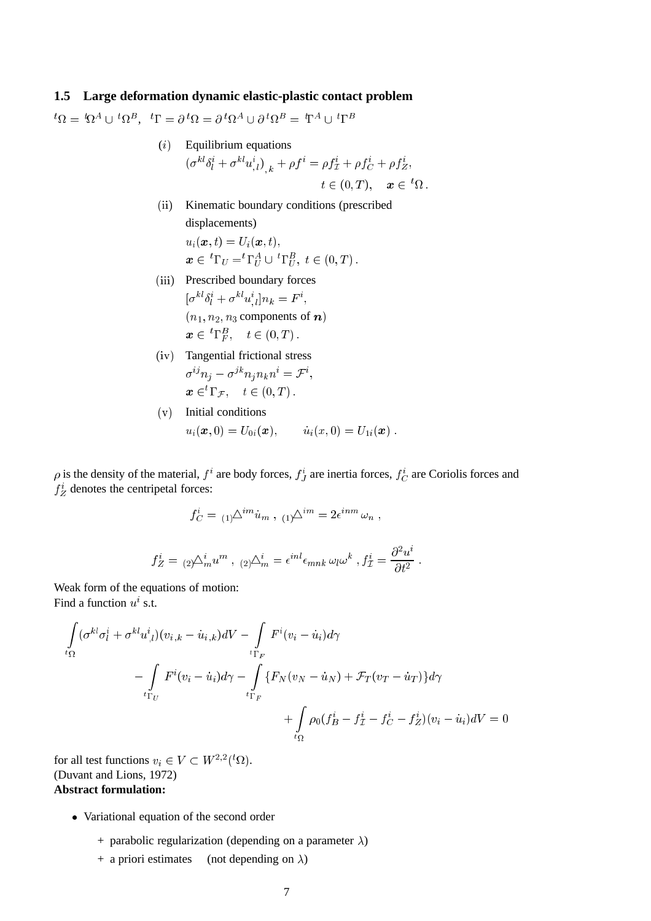### 1.5 Large deformation dynamic elastic-plastic contact problem

${}^t\Omega = {}^t\Omega^A \cup {}^t\Omega^B$, ${}^t\Gamma = \partial\, {}^t\Omega = \partial\, {}^t\Omega^A \cup \partial\, {}^t\Omega^B = {}^t\Gamma^A \cup {}^t\Gamma^B$

$(i)$ Equilibrium equations

$$(\sigma^{kl}\delta^i_l + \sigma^{kl}u^i_{,l})_{,k} + \rho f^i = \rho f^i_{\mathcal{I}} + \rho f^i_C + \rho f^i_Z, \qquad t \in (0,T), \quad \boldsymbol{x} \in {}^t\Omega\,.$$

(ii) Kinematic boundary conditions (prescribed displacements)

$$u_i(\boldsymbol{x},t) = U_i(\boldsymbol{x},t), \qquad \boldsymbol{x} \in {}^t\Gamma_U = {}^t\Gamma^A_U \cup {}^t\Gamma^B_U,\ t \in (0,T)\,.$$

(iii) Prescribed boundary forces

$$[\sigma^{kl}\delta^i_l + \sigma^{kl}u^i_{,l}]n_k = F^i,$$

$(n_1, n_2, n_3$ components of $\boldsymbol{n})$

$$\boldsymbol{x} \in {}^t\Gamma^B_F, \quad t \in (0,T)\,.$$

(iv) Tangential frictional stress

$$\sigma^{ij}n_j - \sigma^{jk}n_j n_k n^i = \mathcal{F}^i, \qquad \boldsymbol{x} \in {}^t\Gamma_{\mathcal{F}}, \quad t \in (0,T)\,.$$

(v) Initial conditions

$$u_i(\boldsymbol{x},0) = U_{0i}(\boldsymbol{x}), \qquad \dot{u}_i(x,0) = U_{1i}(\boldsymbol{x})\,.$$

$\rho$ is the density of the material, $f^i$ are body forces, $f^i_J$ are inertia forces, $f^i_C$ are Coriolis forces and $f^i_Z$ denotes the centripetal forces:

$$f^i_C = {}_{(1)}\triangle^{im}\dot{u}_m\,,\ {}_{(1)}\triangle^{im} = 2\epsilon^{inm}\,\omega_n\,,$$

$$f^i_Z = {}_{(2)}\triangle^i_m u^m\,,\ {}_{(2)}\triangle^i_m = \epsilon^{inl}\epsilon_{mnk}\,\omega_l\omega^k\,, f^i_{\mathcal{I}} = \frac{\partial^2 u^i}{\partial t^2}\,.$$

Weak form of the equations of motion:
Find a function $u^i$ s.t.

$$\int\limits_{{}^t\Omega}(\sigma^{kl}\sigma^i_l + \sigma^{kl}u^i_{,l})(v_{i,k} - \dot{u}_{i,k})dV - \int\limits_{{}^t\Gamma_F} F^i(v_i - \dot{u}_i)d\gamma$$
$$- \int\limits_{{}^t\Gamma_U} F^i(v_i - \dot{u}_i)d\gamma - \int\limits_{{}^t\Gamma_F}\{F_N(v_N - \dot{u}_N) + \mathcal{F}_T(v_T - \dot{u}_T)\}d\gamma$$
$$+ \int\limits_{{}^t\Omega}\rho_0(f^i_B - f^i_{\mathcal{I}} - f^i_C - f^i_Z)(v_i - \dot{u}_i)dV = 0$$

for all test functions $v_i \in V \subset W^{2,2}({}^t\Omega)$.
(Duvant and Lions, 1972)

**Abstract formulation:**

- Variational equation of the second order
  - + parabolic regularization (depending on a parameter $\lambda$)
  - + a priori estimates (not depending on $\lambda$)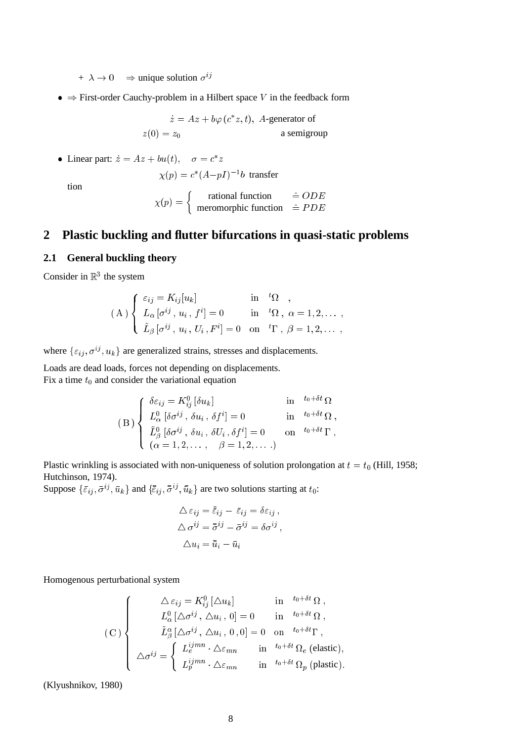+ $\lambda \to 0 \quad \Rightarrow$ unique solution $\sigma^{ij}$

- $\Rightarrow$ First-order Cauchy-problem in a Hilbert space $V$ in the feedback form

$$\begin{array}{ll} \dot{z} = Az + b\varphi(c^* z, t), & A\text{-generator of} \\ z(0) = z_0 & \text{a semigroup} \end{array}$$

- Linear part: $\dot{z} = Az + bu(t), \quad \sigma = c^* z$

$$\chi(p) = c^*(A - pI)^{-1} b \ \text{ transfer}$$

tion

$$\chi(p) = \begin{cases} \text{rational function} & \hat{=}\, ODE \\ \text{meromorphic function} & \hat{=}\, PDE \end{cases}$$

## 2 Plastic buckling and flutter bifurcations in quasi-static problems

### 2.1 General buckling theory

Consider in $\mathbb{R}^3$ the system

$$(\mathrm{A}) \begin{cases} \varepsilon_{ij} = K_{ij}[u_k] & \text{in} \quad {}^t\Omega \quad , \\ L_\alpha\,[\sigma^{ij}\,,\, u_i\,,\, f^i] = 0 & \text{in} \quad {}^t\Omega\,,\ \alpha = 1, 2, \dots\ , \\ \tilde{L}_\beta\,[\sigma^{ij}\,,\, u_i\,,\, U_i\,, F^i] = 0 & \text{on} \quad {}^t\Gamma\,,\ \beta = 1, 2, \dots\ , \end{cases}$$

where $\{\varepsilon_{ij}, \sigma^{ij}, u_k\}$ are generalized strains, stresses and displacements.

Loads are dead loads, forces not depending on displacements.
Fix a time $t_0$ and consider the variational equation

$$(\mathrm{B}) \begin{cases} \delta\varepsilon_{ij} = K_{ij}^0\,[\delta u_k] & \text{in} \quad {}^{t_0+\delta t}\,\Omega \\ L_\alpha^0\,[\delta\sigma^{ij}\,,\, \delta u_i\,,\, \delta f^i] = 0 & \text{in} \quad {}^{t_0+\delta t}\,\Omega\,, \\ \tilde{L}_\beta^0\,[\delta\sigma^{ij}\,,\, \delta u_i\,,\, \delta U_i\,, \delta f^i] = 0 & \text{on} \quad {}^{t_0+\delta t}\,\Gamma\,, \\ (\alpha = 1, 2, \dots, \quad \beta = 1, 2, \dots\ .) \end{cases}$$

Plastic wrinkling is associated with non-uniqueness of solution prolongation at $t = t_0$ (Hill, 1958; Hutchinson, 1974).
Suppose $\{\bar{\varepsilon}_{ij}, \bar{\sigma}^{ij}, \bar{u}_k\}$ and $\{\bar{\bar{\varepsilon}}_{ij}, \bar{\bar{\sigma}}^{ij}, \bar{\bar{u}}_k\}$ are two solutions starting at $t_0$:

$$\begin{aligned} \triangle\,\varepsilon_{ij} &= \bar{\bar{\varepsilon}}_{ij} - \bar{\varepsilon}_{ij} = \delta\varepsilon_{ij}\,, \\ \triangle\,\sigma^{ij} &= \bar{\bar{\sigma}}^{ij} - \bar{\sigma}^{ij} = \delta\sigma^{ij}\,, \\ \triangle u_i &= \bar{\bar{u}}_i - \bar{u}_i \end{aligned}$$

Homogenous perturbational system

$$(\mathrm{C}) \begin{cases} \triangle\,\varepsilon_{ij} = K_{ij}^0\,[\triangle u_k] & \text{in} \quad {}^{t_0+\delta t}\,\Omega\,, \\ L_\alpha^0\,[\triangle\sigma^{ij}\,,\, \triangle u_i\,,\, 0] = 0 & \text{in} \quad {}^{t_0+\delta t}\,\Omega\,, \\ \tilde{L}_\beta^\alpha\,[\triangle\sigma^{ij}\,,\, \triangle u_i\,,\, 0\,, 0] = 0 & \text{on} \quad {}^{t_0+\delta t}\Gamma\,, \\ \triangle\sigma^{ij} = \begin{cases} L_e^{ijmn}\cdot\triangle\varepsilon_{mn} & \text{in} \quad {}^{t_0+\delta t}\,\Omega_e\ \text{(elastic)}, \\ L_p^{ijmn}\cdot\triangle\varepsilon_{mn} & \text{in} \quad {}^{t_0+\delta t}\,\Omega_p\ \text{(plastic)}. \end{cases} \end{cases}$$

(Klyushnikov, 1980)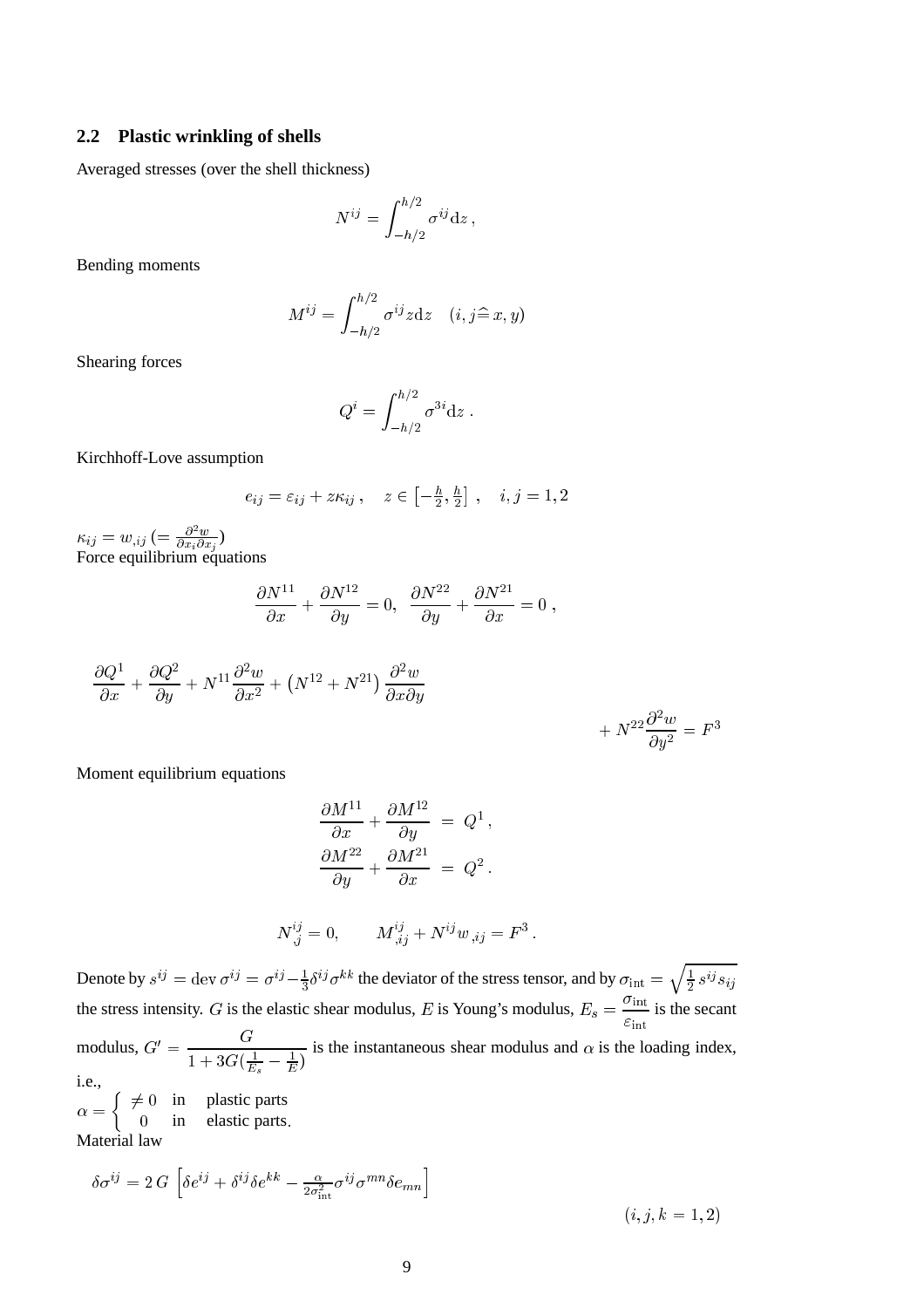## 2.2 Plastic wrinkling of shells

Averaged stresses (over the shell thickness)

$$N^{ij} = \int_{-h/2}^{h/2} \sigma^{ij} \mathrm{d}z \,,$$

Bending moments

$$M^{ij} = \int_{-h/2}^{h/2} \sigma^{ij} z \mathrm{d}z \quad (i,j \,\widehat{=}\, x,y)$$

Shearing forces

$$Q^{i} = \int_{-h/2}^{h/2} \sigma^{3i} \mathrm{d}z \,.$$

Kirchhoff-Love assumption

$$e_{ij} = \varepsilon_{ij} + z\kappa_{ij} \,, \quad z \in \left[-\tfrac{h}{2}, \tfrac{h}{2}\right] \,, \quad i,j = 1,2$$

$\kappa_{ij} = w_{,ij} \, (= \frac{\partial^2 w}{\partial x_i \partial x_j})$

Force equilibrium equations

$$\frac{\partial N^{11}}{\partial x} + \frac{\partial N^{12}}{\partial y} = 0, \;\; \frac{\partial N^{22}}{\partial y} + \frac{\partial N^{21}}{\partial x} = 0 \,,$$

$$\frac{\partial Q^{1}}{\partial x} + \frac{\partial Q^{2}}{\partial y} + N^{11}\frac{\partial^2 w}{\partial x^2} + \left(N^{12} + N^{21}\right)\frac{\partial^2 w}{\partial x \partial y} + N^{22}\frac{\partial^2 w}{\partial y^2} = F^3$$

Moment equilibrium equations

$$\begin{aligned} \frac{\partial M^{11}}{\partial x} + \frac{\partial M^{12}}{\partial y} &= Q^1 \,, \\ \frac{\partial M^{22}}{\partial y} + \frac{\partial M^{21}}{\partial x} &= Q^2 \,. \end{aligned}$$

$$N^{ij}_{\;,j} = 0, \qquad M^{ij}_{\;,ij} + N^{ij} w_{\,,ij} = F^3 \,.$$

Denote by $s^{ij} = \operatorname{dev} \sigma^{ij} = \sigma^{ij} - \frac{1}{3}\delta^{ij}\sigma^{kk}$ the deviator of the stress tensor, and by $\sigma_{\mathrm{int}} = \sqrt{\frac{1}{2}\, s^{ij} s_{ij}}$ the stress intensity. $G$ is the elastic shear modulus, $E$ is Young's modulus, $E_s = \dfrac{\sigma_{\mathrm{int}}}{\varepsilon_{\mathrm{int}}}$ is the secant modulus, $G' = \dfrac{G}{1 + 3G(\frac{1}{E_s} - \frac{1}{E})}$ is the instantaneous shear modulus and $\alpha$ is the loading index, i.e.,

$$\alpha = \begin{cases} \neq 0 & \text{in} \quad \text{plastic parts} \\ 0 & \text{in} \quad \text{elastic parts}. \end{cases}$$

Material law

$$\delta\sigma^{ij} = 2\,G\,\left[\delta e^{ij} + \delta^{ij}\delta e^{kk} - \tfrac{\alpha}{2\sigma^2_{\mathrm{int}}}\sigma^{ij}\sigma^{mn}\delta e_{mn}\right] \qquad (i,j,k = 1,2)$$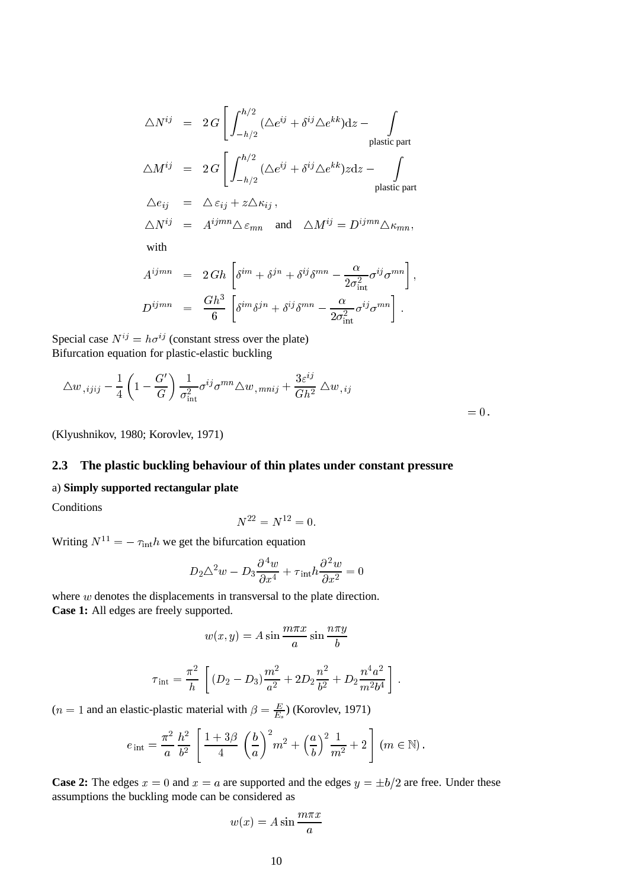$$
\begin{aligned}
\triangle N^{ij} &= 2\,G\left[\int_{-h/2}^{h/2}(\triangle e^{ij}+\delta^{ij}\triangle e^{kk})\mathrm{d}z-\int\limits_{\text{plastic part}}\right.\\
\triangle M^{ij} &= 2\,G\left[\int_{-h/2}^{h/2}(\triangle e^{ij}+\delta^{ij}\triangle e^{kk})z\mathrm{d}z-\int\limits_{\text{plastic part}}\right.\\
\triangle e_{ij} &= \triangle\,\varepsilon_{ij}+z\triangle\kappa_{ij}\,,\\
\triangle N^{ij} &= A^{ijmn}\triangle\,\varepsilon_{mn}\quad\text{and}\quad\triangle M^{ij}=D^{ijmn}\triangle\kappa_{mn},
\end{aligned}
$$

with

$$
\begin{aligned}
A^{ijmn} &= 2\,Gh\left[\delta^{im}+\delta^{jn}+\delta^{ij}\delta^{mn}-\frac{\alpha}{2\sigma_{\text{int}}^{2}}\sigma^{ij}\sigma^{mn}\right],\\
D^{ijmn} &= \frac{Gh^{3}}{6}\left[\delta^{im}\delta^{jn}+\delta^{ij}\delta^{mn}-\frac{\alpha}{2\sigma_{\text{int}}^{2}}\sigma^{ij}\sigma^{mn}\right].
\end{aligned}
$$

Special case $N^{ij}=h\sigma^{ij}$ (constant stress over the plate)
Bifurcation equation for plastic-elastic buckling

$$
\triangle w_{\,,ijij}-\frac{1}{4}\left(1-\frac{G'}{G}\right)\frac{1}{\sigma_{\text{int}}^{2}}\sigma^{ij}\sigma^{mn}\triangle w_{\,,mnij}+\frac{3\varepsilon^{ij}}{Gh^{2}}\triangle w_{\,,ij}=0\,.
$$

(Klyushnikov, 1980; Korovlev, 1971)

### 2.3 The plastic buckling behaviour of thin plates under constant pressure

a) **Simply supported rectangular plate**

Conditions

$$
N^{22}=N^{12}=0.
$$

Writing $N^{11}=-\,\tau_{\text{int}}h$ we get the bifurcation equation

$$
D_{2}\triangle^{2}w-D_{3}\frac{\partial^{4}w}{\partial x^{4}}+\tau_{\text{int}}h\frac{\partial^{2}w}{\partial x^{2}}=0
$$

where $w$ denotes the displacements in transversal to the plate direction.
**Case 1:** All edges are freely supported.

$$
w(x,y)=A\sin\frac{m\pi x}{a}\sin\frac{n\pi y}{b}
$$

$$
\tau_{\text{int}}=\frac{\pi^{2}}{h}\left[(D_{2}-D_{3})\frac{m^{2}}{a^{2}}+2D_{2}\frac{n^{2}}{b^{2}}+D_{2}\frac{n^{4}a^{2}}{m^{2}b^{4}}\right].
$$

($n=1$ and an elastic-plastic material with $\beta=\frac{E}{E_s}$) (Korovlev, 1971)

$$
e_{\text{int}}=\frac{\pi^{2}}{a}\frac{h^{2}}{b^{2}}\left[\frac{1+3\beta}{4}\left(\frac{b}{a}\right)^{2}m^{2}+\left(\frac{a}{b}\right)^{2}\frac{1}{m^{2}}+2\right]\,(m\in\mathbb{N})\,.
$$

**Case 2:** The edges $x=0$ and $x=a$ are supported and the edges $y=\pm b/2$ are free. Under these assumptions the buckling mode can be considered as

$$
w(x)=A\sin\frac{m\pi x}{a}
$$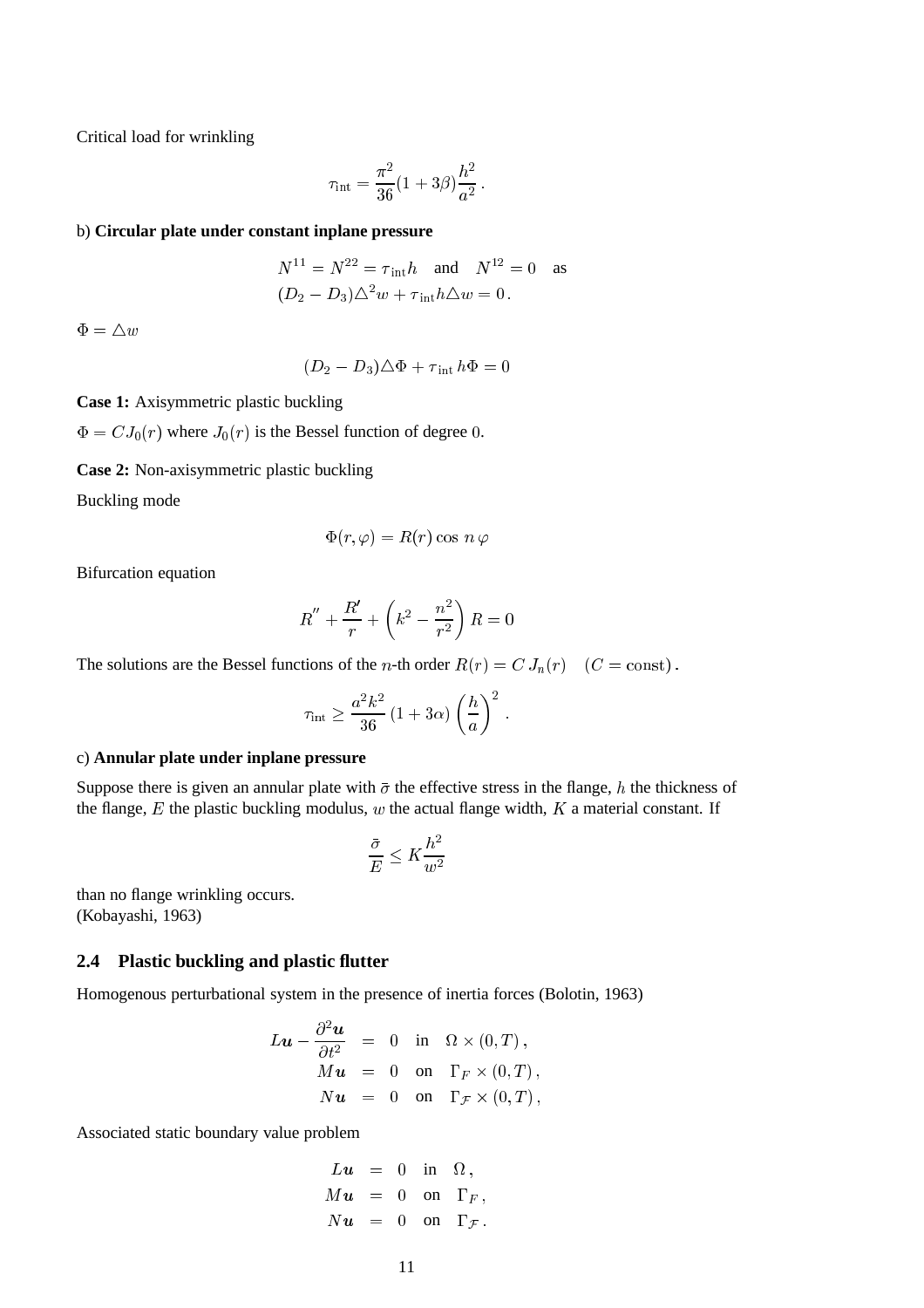Critical load for wrinkling

$$\tau_{\text{int}} = \frac{\pi^2}{36}(1+3\beta)\frac{h^2}{a^2}\,.$$

b) **Circular plate under constant inplane pressure**

$$\begin{aligned}
&N^{11} = N^{22} = \tau_{\text{int}} h \quad \text{and} \quad N^{12} = 0 \quad \text{as} \\
&(D_2 - D_3)\triangle^2 w + \tau_{\text{int}} h \triangle w = 0\,.
\end{aligned}$$

$\Phi = \triangle w$

$$(D_2 - D_3)\triangle \Phi + \tau_{\text{int}}\, h \Phi = 0$$

**Case 1:** Axisymmetric plastic buckling

$\Phi = C J_0(r)$ where $J_0(r)$ is the Bessel function of degree $0$.

**Case 2:** Non-axisymmetric plastic buckling

Buckling mode

$$\Phi(r,\varphi) = R(r)\cos\, n\,\varphi$$

Bifurcation equation

$$R'' + \frac{R'}{r} + \left(k^2 - \frac{n^2}{r^2}\right) R = 0$$

The solutions are the Bessel functions of the $n$-th order $R(r) = C\, J_n(r) \quad (C = \text{const})$.

$$\tau_{\text{int}} \geq \frac{a^2 k^2}{36}\,(1+3\alpha)\left(\frac{h}{a}\right)^2\,.$$

c) **Annular plate under inplane pressure**

Suppose there is given an annular plate with $\bar{\sigma}$ the effective stress in the flange, $h$ the thickness of the flange, $E$ the plastic buckling modulus, $w$ the actual flange width, $K$ a material constant. If

$$\frac{\bar{\sigma}}{E} \leq K\frac{h^2}{w^2}$$

than no flange wrinkling occurs.
(Kobayashi, 1963)

## 2.4 Plastic buckling and plastic flutter

Homogenous perturbational system in the presence of inertia forces (Bolotin, 1963)

$$\begin{aligned}
\boldsymbol{L}\boldsymbol{u} - \frac{\partial^2 \boldsymbol{u}}{\partial t^2} &= 0 \quad \text{in} \quad \Omega \times (0,T)\,, \\
M\boldsymbol{u} &= 0 \quad \text{on} \quad \Gamma_F \times (0,T)\,, \\
N\boldsymbol{u} &= 0 \quad \text{on} \quad \Gamma_{\mathcal{F}} \times (0,T)\,,
\end{aligned}$$

Associated static boundary value problem

$$\begin{aligned}
\boldsymbol{L}\boldsymbol{u} &= 0 \quad \text{in} \quad \Omega\,, \\
M\boldsymbol{u} &= 0 \quad \text{on} \quad \Gamma_F\,, \\
N\boldsymbol{u} &= 0 \quad \text{on} \quad \Gamma_{\mathcal{F}}\,.
\end{aligned}$$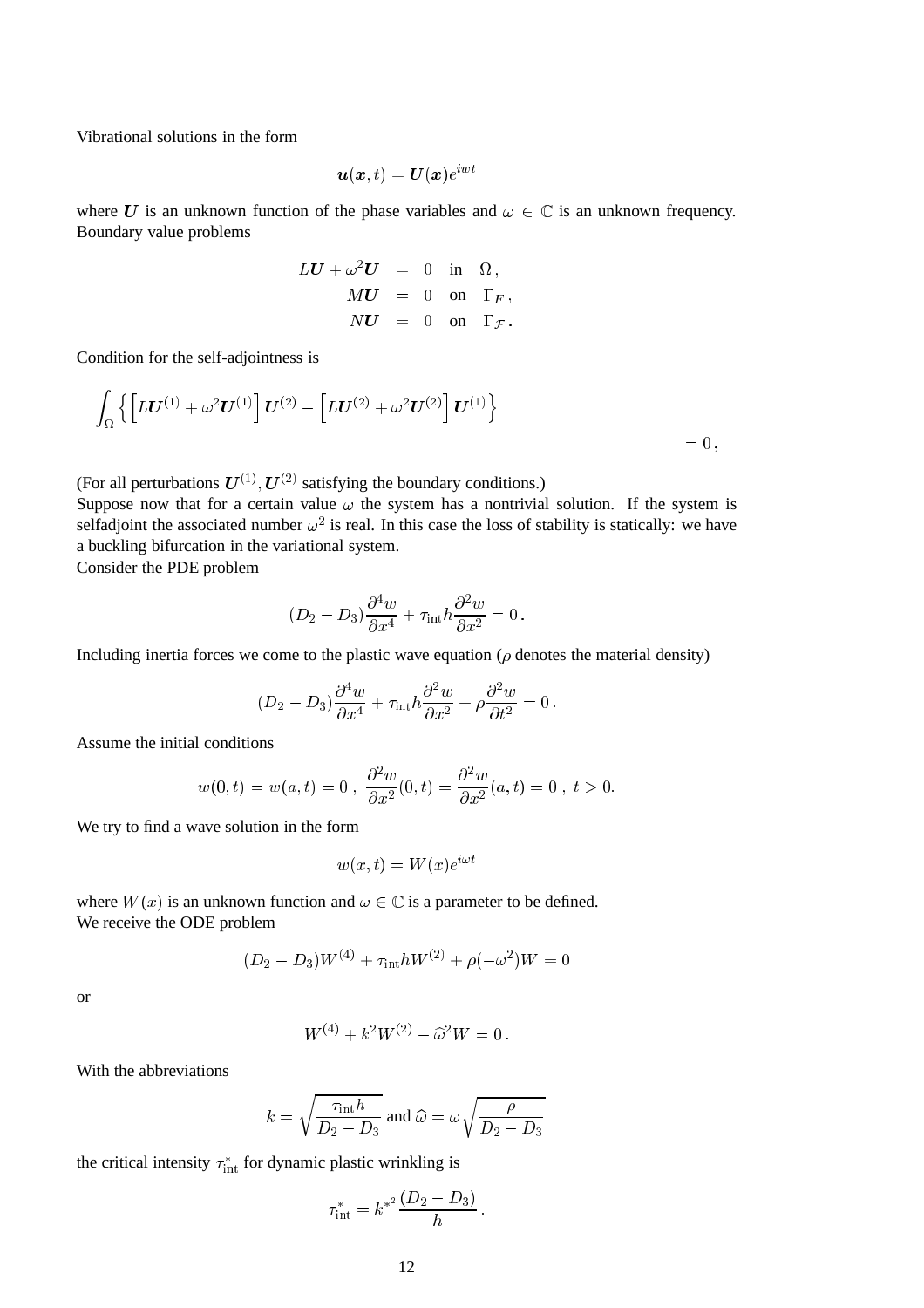Vibrational solutions in the form

$$\boldsymbol{u}(\boldsymbol{x},t) = \boldsymbol{U}(\boldsymbol{x})e^{iwt}$$

where $\boldsymbol{U}$ is an unknown function of the phase variables and $\omega \in \mathbb{C}$ is an unknown frequency. Boundary value problems

$$\begin{aligned} L\boldsymbol{U} + \omega^2 \boldsymbol{U} &= 0 \quad \text{in} \quad \Omega\,, \\ M\boldsymbol{U} &= 0 \quad \text{on} \quad \Gamma_F\,, \\ N\boldsymbol{U} &= 0 \quad \text{on} \quad \Gamma_{\mathcal{F}}\,. \end{aligned}$$

Condition for the self-adjointness is

$$\int_\Omega \Big\{ \Big[ L\boldsymbol{U}^{(1)} + \omega^2 \boldsymbol{U}^{(1)} \Big] \boldsymbol{U}^{(2)} - \Big[ L\boldsymbol{U}^{(2)} + \omega^2 \boldsymbol{U}^{(2)} \Big] \boldsymbol{U}^{(1)} \Big\} = 0\,,$$

(For all perturbations $\boldsymbol{U}^{(1)}, \boldsymbol{U}^{(2)}$ satisfying the boundary conditions.)
Suppose now that for a certain value $\omega$ the system has a nontrivial solution. If the system is selfadjoint the associated number $\omega^2$ is real. In this case the loss of stability is statically: we have a buckling bifurcation in the variational system.
Consider the PDE problem

$$(D_2 - D_3)\frac{\partial^4 w}{\partial x^4} + \tau_{\text{int}} h \frac{\partial^2 w}{\partial x^2} = 0\,.$$

Including inertia forces we come to the plastic wave equation ($\rho$ denotes the material density)

$$(D_2 - D_3)\frac{\partial^4 w}{\partial x^4} + \tau_{\text{int}} h \frac{\partial^2 w}{\partial x^2} + \rho \frac{\partial^2 w}{\partial t^2} = 0\,.$$

Assume the initial conditions

$$w(0,t) = w(a,t) = 0\;,\; \frac{\partial^2 w}{\partial x^2}(0,t) = \frac{\partial^2 w}{\partial x^2}(a,t) = 0\;,\; t > 0.$$

We try to find a wave solution in the form

$$w(x,t) = W(x)e^{i\omega t}$$

where $W(x)$ is an unknown function and $\omega \in \mathbb{C}$ is a parameter to be defined.
We receive the ODE problem

$$(D_2 - D_3)W^{(4)} + \tau_{\text{int}} h W^{(2)} + \rho(-\omega^2)W = 0$$

or

$$W^{(4)} + k^2 W^{(2)} - \widehat{\omega}^2 W = 0\,.$$

With the abbreviations

$$k = \sqrt{\frac{\tau_{\text{int}} h}{D_2 - D_3}} \text{ and } \widehat{\omega} = \omega \sqrt{\frac{\rho}{D_2 - D_3}}$$

the critical intensity $\tau^*_{\text{int}}$ for dynamic plastic wrinkling is

$$\tau^*_{\text{int}} = k^{*^2} \frac{(D_2 - D_3)}{h}\,.$$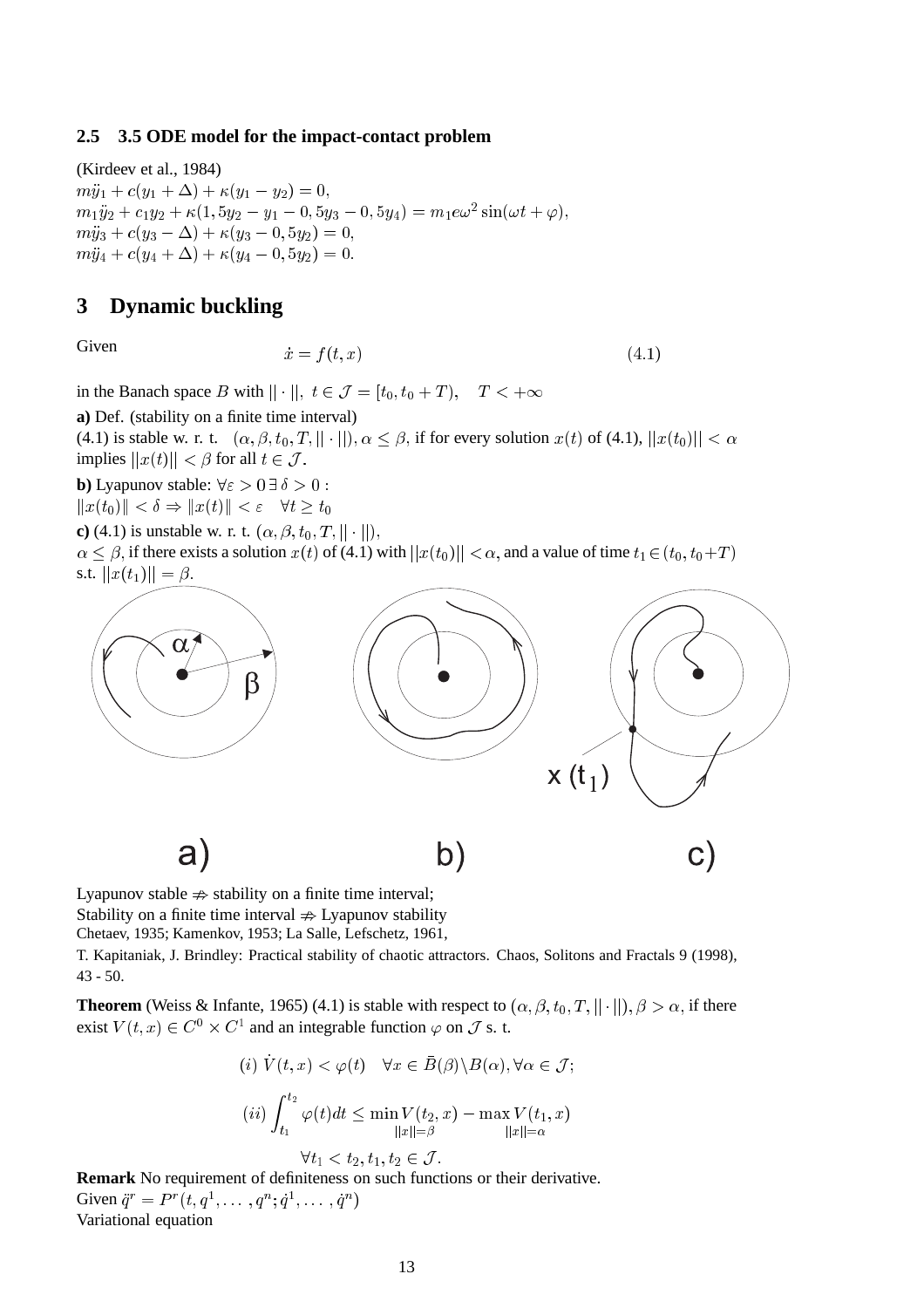### 2.5 3.5 ODE model for the impact-contact problem

(Kirdeev et al., 1984)

$m\ddot{y}_1 + c(y_1 + \Delta) + \kappa(y_1 - y_2) = 0,$
$m_1\ddot{y}_2 + c_1 y_2 + \kappa(1,5y_2 - y_1 - 0,5y_3 - 0,5y_4) = m_1 e\omega^2 \sin(\omega t + \varphi),$
$m\ddot{y}_3 + c(y_3 - \Delta) + \kappa(y_3 - 0,5y_2) = 0,$
$m\ddot{y}_4 + c(y_4 + \Delta) + \kappa(y_4 - 0,5y_2) = 0.$

# 3 Dynamic buckling

Given

$$\dot{x} = f(t, x) \tag{4.1}$$

in the Banach space $B$ with $\|\cdot\|,\ t \in \mathcal{J} = [t_0, t_0 + T), \quad T < +\infty$

**a)** Def. (stability on a finite time interval)
(4.1) is stable w. r. t. $(\alpha, \beta, t_0, T, \|\cdot\|), \alpha \leq \beta$, if for every solution $x(t)$ of (4.1), $\|x(t_0)\| < \alpha$ implies $\|x(t)\| < \beta$ for all $t \in \mathcal{J}$.

**b)** Lyapunov stable: $\forall \varepsilon > 0 \, \exists \, \delta > 0 :$
$\|x(t_0)\| < \delta \Rightarrow \|x(t)\| < \varepsilon \quad \forall t \geq t_0$

**c)** (4.1) is unstable w. r. t. $(\alpha, \beta, t_0, T, \|\cdot\|)$,
$\alpha \leq \beta$, if there exists a solution $x(t)$ of (4.1) with $\|x(t_0)\| < \alpha$, and a value of time $t_1 \in (t_0, t_0 + T)$ s.t. $\|x(t_1)\| = \beta$.

a) b) c)

Lyapunov stable $\nRightarrow$ stability on a finite time interval;
Stability on a finite time interval $\nRightarrow$ Lyapunov stability
Chetaev, 1935; Kamenkov, 1953; La Salle, Lefschetz, 1961,

T. Kapitaniak, J. Brindley: Practical stability of chaotic attractors. Chaos, Solitons and Fractals 9 (1998), 43 - 50.

**Theorem** (Weiss & Infante, 1965) (4.1) is stable with respect to $(\alpha, \beta, t_0, T, \|\cdot\|), \beta > \alpha$, if there exist $V(t, x) \in C^0 \times C^1$ and an integrable function $\varphi$ on $\mathcal{J}$ s. t.

$$(i)\ \dot{V}(t, x) < \varphi(t) \quad \forall x \in \bar{B}(\beta) \backslash B(\alpha), \forall \alpha \in \mathcal{J};$$

$$(ii) \int_{t_1}^{t_2} \varphi(t) dt \leq \min_{\|x\| = \beta} V(t_2, x) - \max_{\|x\| = \alpha} V(t_1, x)$$

$$\forall t_1 < t_2, t_1, t_2 \in \mathcal{J}.$$

**Remark** No requirement of definiteness on such functions or their derivative.
Given $\ddot{q}^r = P^r(t, q^1, \ldots, q^n; \dot{q}^1, \ldots, \dot{q}^n)$
Variational equation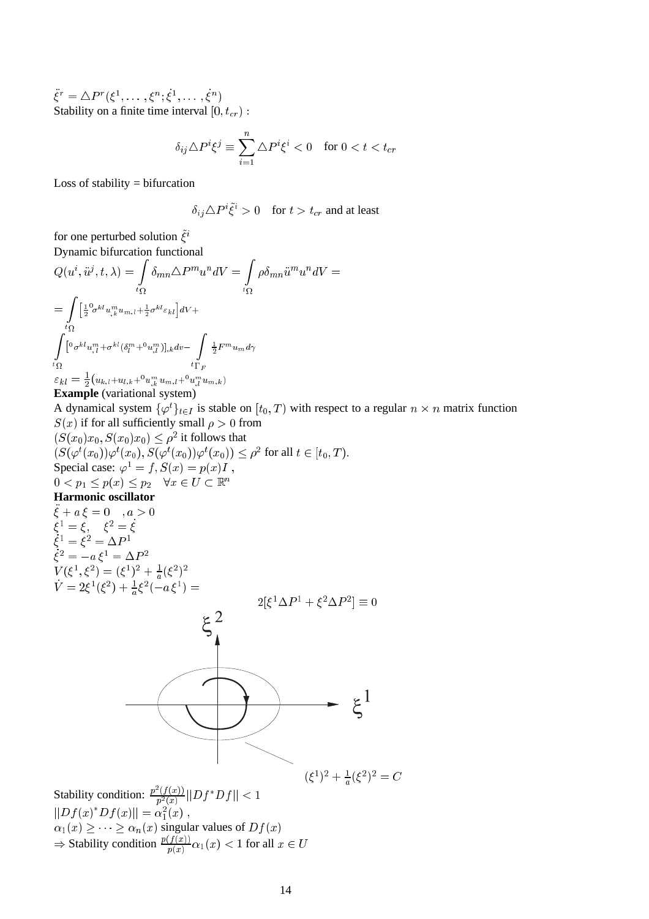$\ddot{\xi}^r = \triangle P^r(\xi^1, \dots, \xi^n; \dot{\xi}^1, \dots, \dot{\xi}^n)$
Stability on a finite time interval $[0, t_{cr})$ :

$$\delta_{ij} \triangle P^i \xi^j \equiv \sum_{i=1}^{n} \triangle P^i \xi^i < 0 \quad \text{for } 0 < t < t_{cr}$$

Loss of stability = bifurcation

$$\delta_{ij} \triangle P^i \tilde{\xi}^i > 0 \quad \text{for } t > t_{cr} \text{ and at least}$$

for one perturbed solution $\tilde{\xi}^i$
Dynamic bifurcation functional
$Q(u^i, \ddot{u}^j, t, \lambda) = \int\limits_{{}^t\Omega} \delta_{mn} \triangle P^m u^n dV = \int\limits_{{}^t\Omega} \rho \delta_{mn} \ddot{u}^m u^n dV =$
$= \int\limits_{{}^t\Omega} \left[ \frac{1}{2} {}^0\sigma^{kl} u^m_{,k} u_{m,l} + \frac{1}{2} \sigma^{kl} \varepsilon_{kl} \right] dV +$
$\int\limits_{{}^t\Omega} \left[ {}^0\sigma^{kl} u^m_{,l} + \sigma^{kl} (\delta^m_l + {}^0u^m_{,l}) \right]_{,k} dv - \int\limits_{{}^t\Gamma_F} \frac{1}{2} F^m u_m d\gamma$
$\varepsilon_{kl} = \frac{1}{2} (u_{k,l} + u_{l,k} + {}^0u^m_{,k} u_{m,l} + {}^0u^m_{,l} u_{m,k})$
**Example** (variational system)
A dynamical system $\{\varphi^t\}_{t\in I}$ is stable on $[t_0, T)$ with respect to a regular $n \times n$ matrix function $S(x)$ if for all sufficiently small $\rho > 0$ from
$(S(x_0)x_0, S(x_0)x_0) \leq \rho^2$ it follows that
$(S(\varphi^t(x_0))\varphi^t(x_0), S(\varphi^t(x_0))\varphi^t(x_0)) \leq \rho^2$ for all $t \in [t_0, T)$.
Special case: $\varphi^1 = f, S(x) = p(x)I$ ,
$0 < p_1 \leq p(x) \leq p_2 \quad \forall x \in U \subset \mathbb{R}^n$
**Harmonic oscillator**
$\ddot{\xi} + a\,\xi = 0 \quad , a > 0$
$\xi^1 = \xi, \quad \xi^2 = \dot{\xi}$
$\dot{\xi}^1 = \xi^2 = \Delta P^1$
$\dot{\xi}^2 = -a\,\xi^1 = \Delta P^2$
$V(\xi^1, \xi^2) = (\xi^1)^2 + \frac{1}{a}(\xi^2)^2$
$\dot{V} = 2\xi^1(\xi^2) + \frac{1}{a}\xi^2(-a\,\xi^1) =$

$$2[\xi^1 \Delta P^1 + \xi^2 \Delta P^2] \equiv 0$$

$\xi^2$, $\xi^1$

$(\xi^1)^2 + \frac{1}{a}(\xi^2)^2 = C$

Stability condition: $\frac{p^2(f(x))}{p^2(x)} ||Df^* Df|| < 1$
$||Df(x)^* Df(x)|| = \alpha_1^2(x)$ ,
$\alpha_1(x) \geq \cdots \geq \alpha_n(x)$ singular values of $Df(x)$
$\Rightarrow$ Stability condition $\frac{p(f(x))}{p(x)} \alpha_1(x) < 1$ for all $x \in U$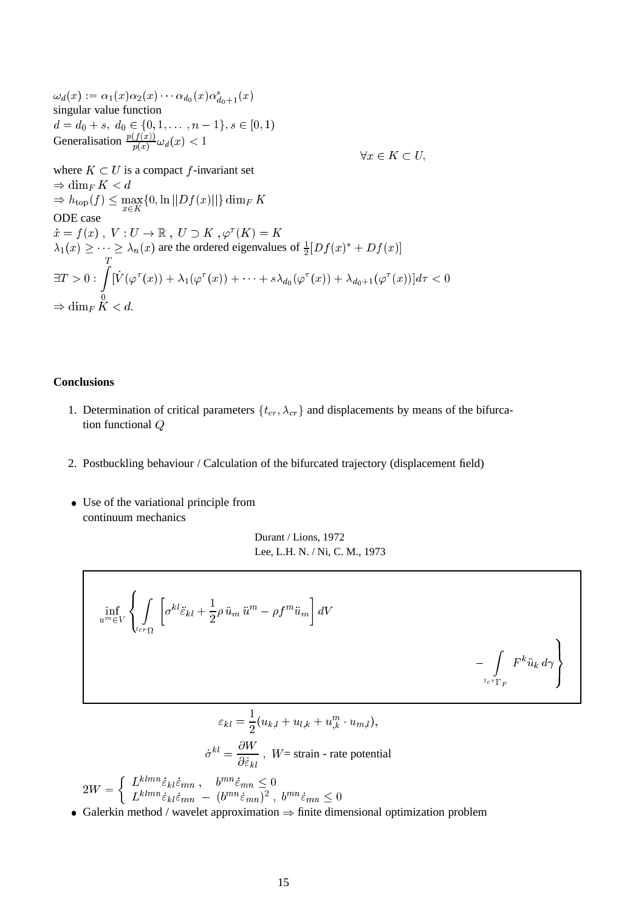$\omega_d(x) := \alpha_1(x)\alpha_2(x)\cdots\alpha_{d_0}(x)\alpha^s_{d_0+1}(x)$
singular value function
$d = d_0 + s,\ d_0 \in \{0, 1, \dots, n-1\}, s \in [0, 1)$
Generalisation $\frac{p(f(x))}{p(x)}\omega_d(x) < 1$

$$\forall x \in K \subset U,$$

where $K \subset U$ is a compact $f$-invariant set
$\Rightarrow \dim_F K < d$
$\Rightarrow h_{\text{top}}(f) \leq \max\limits_{x \in K}\{0, \ln ||Df(x)||\} \dim_F K$
ODE case
$\dot{x} = f(x)\ ,\ V : U \to \mathbb{R}\ ,\ U \supset K\ ,\varphi^\tau(K) = K$
$\lambda_1(x) \geq \cdots \geq \lambda_n(x)$ are the ordered eigenvalues of $\frac{1}{2}[Df(x)^* + Df(x)]$

$$\exists T > 0 : \int_0^T [\dot{V}(\varphi^\tau(x)) + \lambda_1(\varphi^\tau(x)) + \cdots + s\lambda_{d_0}(\varphi^\tau(x)) + \lambda_{d_0+1}(\varphi^\tau(x))] d\tau < 0$$

$\Rightarrow \dim_F K < d.$

**Conclusions**

1. Determination of critical parameters $\{t_{cr}, \lambda_{cr}\}$ and displacements by means of the bifurcation functional $Q$

2. Postbuckling behaviour / Calculation of the bifurcated trajectory (displacement field)

- Use of the variational principle from continuum mechanics

Durant / Lions, 1972
Lee, L.H. N. / Ni, C. M., 1973

$$\inf_{u^m \in V} \left\{ \int_{^{t_{cr}}\Omega} \left[ \sigma^{kl}\ddot{\varepsilon}_{kl} + \frac{1}{2}\rho\, \ddot{u}_m\, \ddot{u}^m - \rho f^m \ddot{u}_m \right] dV - \int_{^{t_{cr}}\Gamma_F} F^k \ddot{u}_k\, d\gamma \right\}$$

$$\varepsilon_{kl} = \frac{1}{2}(u_{k,l} + u_{l,k} + u^m_{,k} \cdot u_{m,l}),$$

$$\dot{\sigma}^{kl} = \frac{\partial W}{\partial \dot{\varepsilon}_{kl}}\ ,\ W = \text{strain - rate potential}$$

$$2W = \begin{cases} L^{klmn}\dot{\varepsilon}_{kl}\dot{\varepsilon}_{mn}\ , & b^{mn}\dot{\varepsilon}_{mn} \leq 0 \\ L^{klmn}\dot{\varepsilon}_{kl}\dot{\varepsilon}_{mn}\ -\ (b^{mn}\dot{\varepsilon}_{mn})^2\ , & b^{mn}\dot{\varepsilon}_{mn} \leq 0 \end{cases}$$

- Galerkin method / wavelet approximation $\Rightarrow$ finite dimensional optimization problem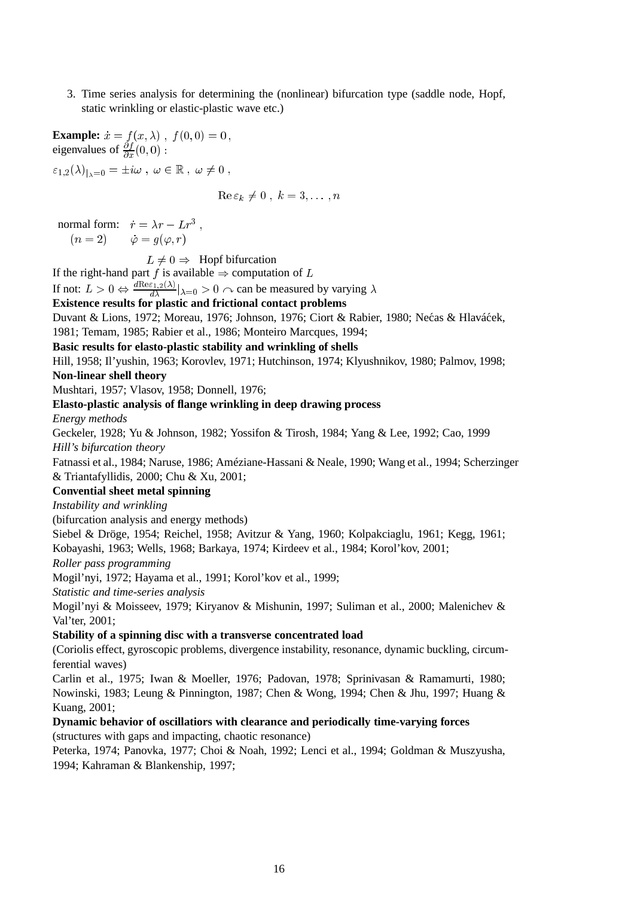3. Time series analysis for determining the (nonlinear) bifurcation type (saddle node, Hopf, static wrinkling or elastic-plastic wave etc.)

**Example:** $\dot{x} = f(x, \lambda)$ , $f(0,0) = 0$,
eigenvalues of $\frac{\partial f}{\partial x}(0,0)$ :

$\varepsilon_{1,2}(\lambda)_{|\lambda=0} = \pm i\omega$ , $\omega \in \mathbb{R}$ , $\omega \neq 0$ ,

$$\mathrm{Re}\,\varepsilon_k \neq 0 \;,\; k = 3, \ldots, n$$

normal form: $\dot{r} = \lambda r - L r^3$ ,
$(n = 2)$ $\quad \dot{\varphi} = g(\varphi, r)$

$L \neq 0 \Rightarrow$ Hopf bifurcation

If the right-hand part $f$ is available $\Rightarrow$ computation of $L$

If not: $L > 0 \Leftrightarrow \frac{d\mathrm{Re}\varepsilon_{1,2}(\lambda)}{d\lambda}|_{\lambda=0} > 0 \curvearrowright$ can be measured by varying $\lambda$

**Existence results for plastic and frictional contact problems**

Duvant & Lions, 1972; Moreau, 1976; Johnson, 1976; Ciort & Rabier, 1980; Nećas & Hlaváćek, 1981; Temam, 1985; Rabier et al., 1986; Monteiro Marcques, 1994;

**Basic results for elasto-plastic stability and wrinkling of shells**

Hill, 1958; Il'yushin, 1963; Korovlev, 1971; Hutchinson, 1974; Klyushnikov, 1980; Palmov, 1998;

**Non-linear shell theory**

Mushtari, 1957; Vlasov, 1958; Donnell, 1976;

**Elasto-plastic analysis of flange wrinkling in deep drawing process**

*Energy methods*

Geckeler, 1928; Yu & Johnson, 1982; Yossifon & Tirosh, 1984; Yang & Lee, 1992; Cao, 1999

*Hill's bifurcation theory*

Fatnassi et al., 1984; Naruse, 1986; Améziane-Hassani & Neale, 1990; Wang et al., 1994; Scherzinger & Triantafyllidis, 2000; Chu & Xu, 2001;

**Convential sheet metal spinning**

*Instability and wrinkling*

(bifurcation analysis and energy methods)

Siebel & Dröge, 1954; Reichel, 1958; Avitzur & Yang, 1960; Kolpakciaglu, 1961; Kegg, 1961; Kobayashi, 1963; Wells, 1968; Barkaya, 1974; Kirdeev et al., 1984; Korol'kov, 2001;

*Roller pass programming*

Mogil'nyi, 1972; Hayama et al., 1991; Korol'kov et al., 1999;

*Statistic and time-series analysis*

Mogil'nyi & Moisseev, 1979; Kiryanov & Mishunin, 1997; Suliman et al., 2000; Malenichev & Val'ter, 2001;

**Stability of a spinning disc with a transverse concentrated load**

(Coriolis effect, gyroscopic problems, divergence instability, resonance, dynamic buckling, circumferential waves)

Carlin et al., 1975; Iwan & Moeller, 1976; Padovan, 1978; Sprinivasan & Ramamurti, 1980; Nowinski, 1983; Leung & Pinnington, 1987; Chen & Wong, 1994; Chen & Jhu, 1997; Huang & Kuang, 2001;

**Dynamic behavior of oscillatiors with clearance and periodically time-varying forces**

(structures with gaps and impacting, chaotic resonance)

Peterka, 1974; Panovka, 1977; Choi & Noah, 1992; Lenci et al., 1994; Goldman & Muszyusha, 1994; Kahraman & Blankenship, 1997;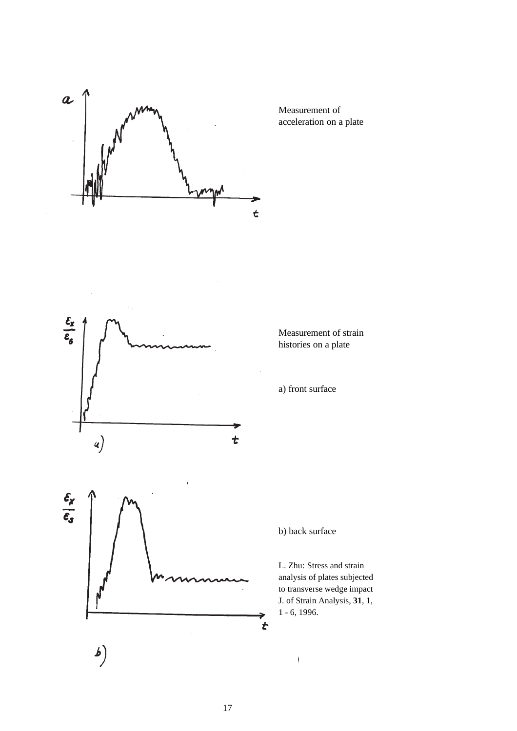$a$

$t$

Measurement of acceleration on a plate

$\frac{\varepsilon_x}{\varepsilon_s}$

$t$

a)

Measurement of strain histories on a plate

a) front surface

$\frac{\varepsilon_x}{\varepsilon_s}$

$t$

b)

b) back surface

L. Zhu: Stress and strain analysis of plates subjected to transverse wedge impact J. of Strain Analysis, **31**, 1, 1 - 6, 1996.